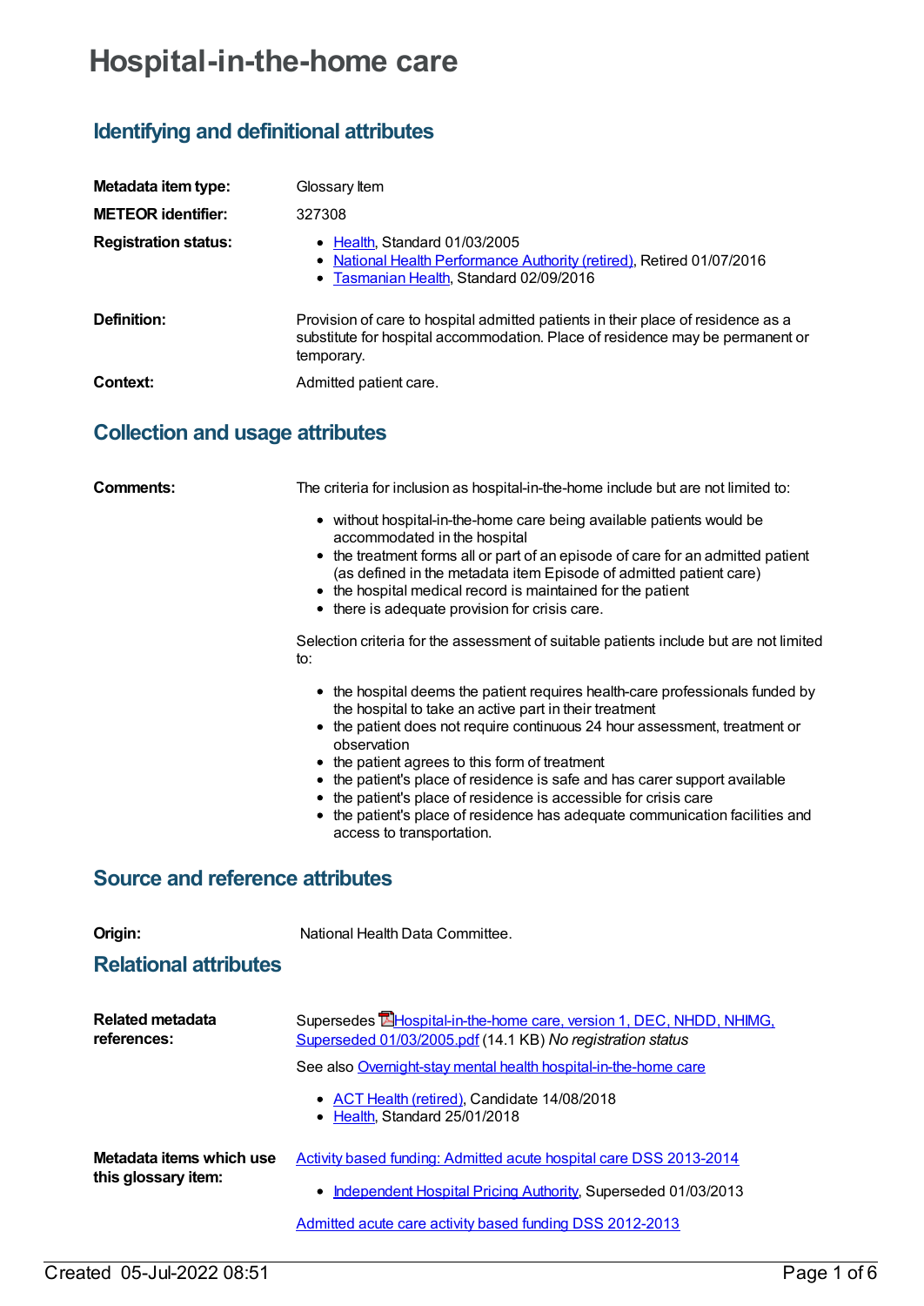# Hospital-in-the-home care

## Identifying and definitional attributes

**Metadata item type:** Glossary Item

**METEOR identifier:** 327308

**Registration status:**

- Health, Standard 01/03/2005
- National Health Performance Authority (retired), Retired 01/07/2016
- Tasmanian Health, Standard 02/09/2016

**Definition:** Provision of care to hospital admitted patients in their place of residence as a substitute for hospital accommodation. Place of residence may be permanent or temporary.

**Context:** Admitted patient care.

## Collection and usage attributes

**Comments:** The criteria for inclusion as hospital-in-the-home include but are not limited to:

- without hospital-in-the-home care being available patients would be accommodated in the hospital
- the treatment forms all or part of an episode of care for an admitted patient (as defined in the metadata item Episode of admitted patient care)
- the hospital medical record is maintained for the patient
- there is adequate provision for crisis care.

Selection criteria for the assessment of suitable patients include but are not limited to:

- the hospital deems the patient requires health-care professionals funded by the hospital to take an active part in their treatment
- the patient does not require continuous 24 hour assessment, treatment or observation
- the patient agrees to this form of treatment
- the patient's place of residence is safe and has carer support available
- the patient's place of residence is accessible for crisis care
- the patient's place of residence has adequate communication facilities and access to transportation.

## Source and reference attributes

**Origin:** National Health Data Committee.

## Relational attributes

**Related metadata references:** Supersedes Hospital-in-the-home care, version 1, DEC, NHDD, NHIMG, Superseded 01/03/2005.pdf (14.1 KB) *No registration status*

See also Overnight-stay mental health hospital-in-the-home care

- ACT Health (retired), Candidate 14/08/2018
- Health, Standard 25/01/2018

**Metadata items which use this glossary item:** Activity based funding: Admitted acute hospital care DSS 2013-2014

- Independent Hospital Pricing Authority, Superseded 01/03/2013

Admitted acute care activity based funding DSS 2012-2013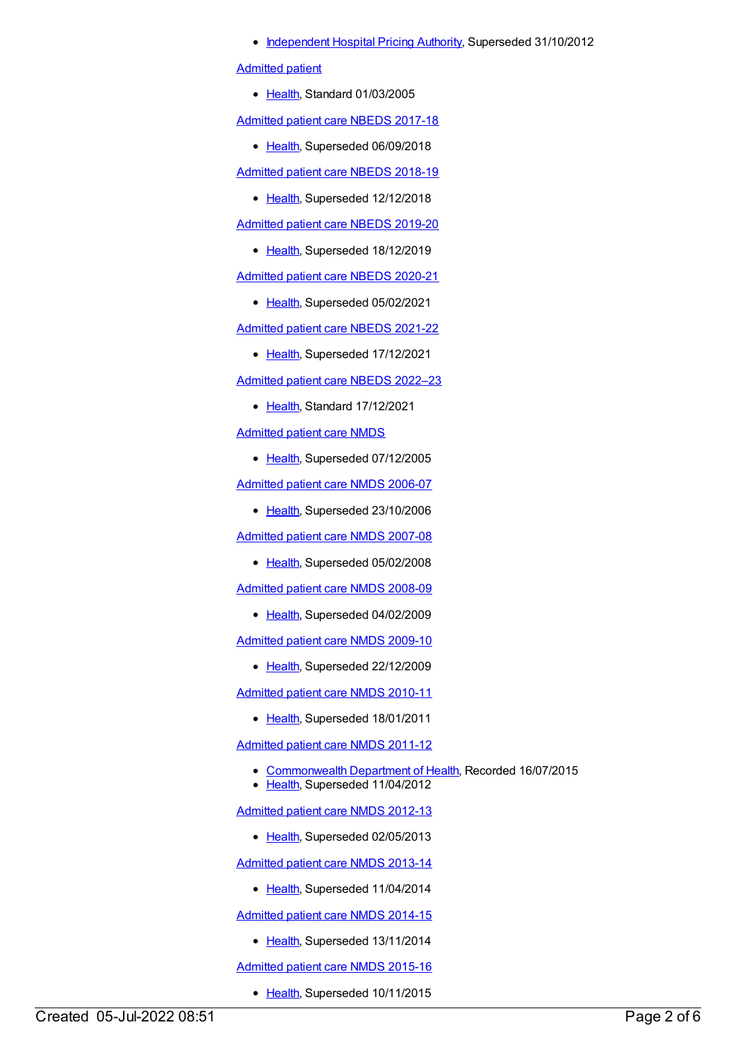- Independent Hospital Pricing Authority, Superseded 31/10/2012

Admitted patient

- Health, Standard 01/03/2005

Admitted patient care NBEDS 2017-18

- Health, Superseded 06/09/2018

Admitted patient care NBEDS 2018-19

- Health, Superseded 12/12/2018

Admitted patient care NBEDS 2019-20

- Health, Superseded 18/12/2019

Admitted patient care NBEDS 2020-21

- Health, Superseded 05/02/2021

Admitted patient care NBEDS 2021-22

- Health, Superseded 17/12/2021

Admitted patient care NBEDS 2022–23

- Health, Standard 17/12/2021

Admitted patient care NMDS

- Health, Superseded 07/12/2005

Admitted patient care NMDS 2006-07

- Health, Superseded 23/10/2006

Admitted patient care NMDS 2007-08

- Health, Superseded 05/02/2008

Admitted patient care NMDS 2008-09

- Health, Superseded 04/02/2009

Admitted patient care NMDS 2009-10

- Health, Superseded 22/12/2009

Admitted patient care NMDS 2010-11

- Health, Superseded 18/01/2011

Admitted patient care NMDS 2011-12

- Commonwealth Department of Health, Recorded 16/07/2015
- Health, Superseded 11/04/2012

Admitted patient care NMDS 2012-13

- Health, Superseded 02/05/2013

Admitted patient care NMDS 2013-14

- Health, Superseded 11/04/2014

Admitted patient care NMDS 2014-15

- Health, Superseded 13/11/2014

Admitted patient care NMDS 2015-16

- Health, Superseded 10/11/2015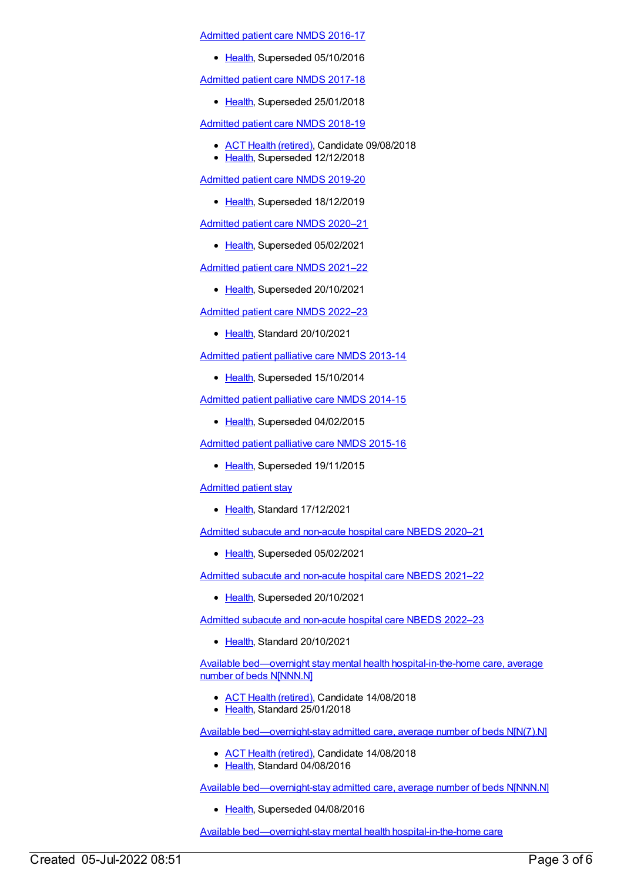Admitted patient care NMDS 2016-17

- Health, Superseded 05/10/2016

Admitted patient care NMDS 2017-18

- Health, Superseded 25/01/2018

Admitted patient care NMDS 2018-19

- ACT Health (retired), Candidate 09/08/2018
- Health, Superseded 12/12/2018

Admitted patient care NMDS 2019-20

- Health, Superseded 18/12/2019

Admitted patient care NMDS 2020–21

- Health, Superseded 05/02/2021

Admitted patient care NMDS 2021–22

- Health, Superseded 20/10/2021

Admitted patient care NMDS 2022–23

- Health, Standard 20/10/2021

Admitted patient palliative care NMDS 2013-14

- Health, Superseded 15/10/2014

Admitted patient palliative care NMDS 2014-15

- Health, Superseded 04/02/2015

Admitted patient palliative care NMDS 2015-16

- Health, Superseded 19/11/2015

Admitted patient stay

- Health, Standard 17/12/2021

Admitted subacute and non-acute hospital care NBEDS 2020–21

- Health, Superseded 05/02/2021

Admitted subacute and non-acute hospital care NBEDS 2021–22

- Health, Superseded 20/10/2021

Admitted subacute and non-acute hospital care NBEDS 2022–23

- Health, Standard 20/10/2021

Available bed—overnight stay mental health hospital-in-the-home care, average number of beds N[NNN.N]

- ACT Health (retired), Candidate 14/08/2018
- Health, Standard 25/01/2018

Available bed—overnight-stay admitted care, average number of beds N[N(7).N]

- ACT Health (retired), Candidate 14/08/2018
- Health, Standard 04/08/2016

Available bed—overnight-stay admitted care, average number of beds N[NNN.N]

- Health, Superseded 04/08/2016

Available bed—overnight-stay mental health hospital-in-the-home care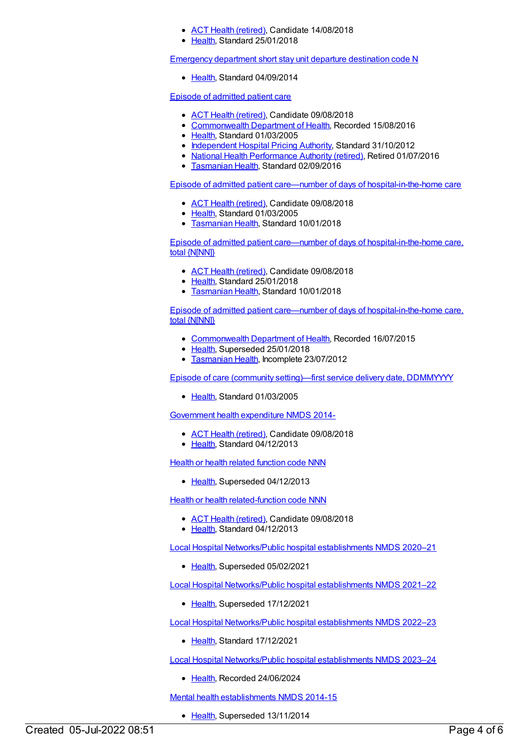- ACT Health (retired), Candidate 14/08/2018
- Health, Standard 25/01/2018

Emergency department short stay unit departure destination code N

- Health, Standard 04/09/2014

Episode of admitted patient care

- ACT Health (retired), Candidate 09/08/2018
- Commonwealth Department of Health, Recorded 15/08/2016
- Health, Standard 01/03/2005
- Independent Hospital Pricing Authority, Standard 31/10/2012
- National Health Performance Authority (retired), Retired 01/07/2016
- Tasmanian Health, Standard 02/09/2016

Episode of admitted patient care—number of days of hospital-in-the-home care

- ACT Health (retired), Candidate 09/08/2018
- Health, Standard 01/03/2005
- Tasmanian Health, Standard 10/01/2018

Episode of admitted patient care—number of days of hospital-in-the-home care, total {N[NN]}

- ACT Health (retired), Candidate 09/08/2018
- Health, Standard 25/01/2018
- Tasmanian Health, Standard 10/01/2018

Episode of admitted patient care—number of days of hospital-in-the-home care, total {N[NN]}

- Commonwealth Department of Health, Recorded 16/07/2015
- Health, Superseded 25/01/2018
- Tasmanian Health, Incomplete 23/07/2012

Episode of care (community setting)—first service delivery date, DDMMYYYY

- Health, Standard 01/03/2005

Government health expenditure NMDS 2014-

- ACT Health (retired), Candidate 09/08/2018
- Health, Standard 04/12/2013

Health or health related function code NNN

- Health, Superseded 04/12/2013

Health or health related-function code NNN

- ACT Health (retired), Candidate 09/08/2018
- Health, Standard 04/12/2013

Local Hospital Networks/Public hospital establishments NMDS 2020–21

- Health, Superseded 05/02/2021

Local Hospital Networks/Public hospital establishments NMDS 2021–22

- Health, Superseded 17/12/2021

Local Hospital Networks/Public hospital establishments NMDS 2022–23

- Health, Standard 17/12/2021

Local Hospital Networks/Public hospital establishments NMDS 2023–24

- Health, Recorded 24/06/2024

Mental health establishments NMDS 2014-15

- Health, Superseded 13/11/2014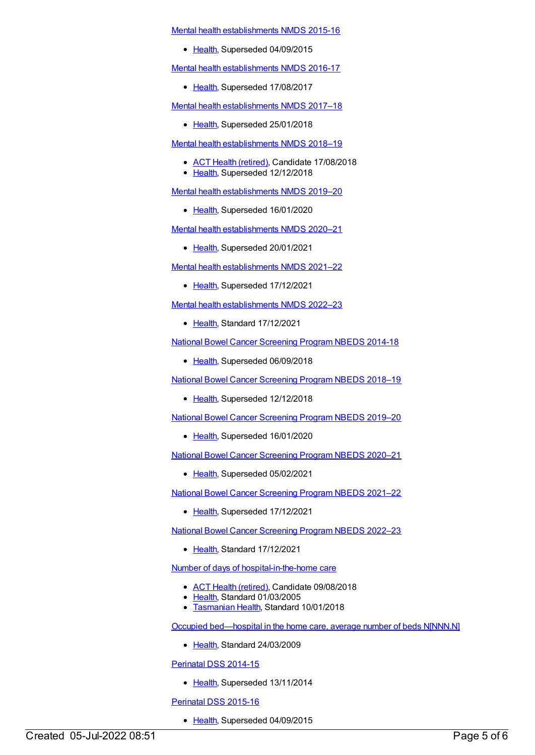Mental health establishments NMDS 2015-16

- Health, Superseded 04/09/2015

Mental health establishments NMDS 2016-17

- Health, Superseded 17/08/2017

Mental health establishments NMDS 2017–18

- Health, Superseded 25/01/2018

Mental health establishments NMDS 2018–19

- ACT Health (retired), Candidate 17/08/2018
- Health, Superseded 12/12/2018

Mental health establishments NMDS 2019–20

- Health, Superseded 16/01/2020

Mental health establishments NMDS 2020–21

- Health, Superseded 20/01/2021

Mental health establishments NMDS 2021–22

- Health, Superseded 17/12/2021

Mental health establishments NMDS 2022–23

- Health, Standard 17/12/2021

National Bowel Cancer Screening Program NBEDS 2014-18

- Health, Superseded 06/09/2018

National Bowel Cancer Screening Program NBEDS 2018–19

- Health, Superseded 12/12/2018

National Bowel Cancer Screening Program NBEDS 2019–20

- Health, Superseded 16/01/2020

National Bowel Cancer Screening Program NBEDS 2020–21

- Health, Superseded 05/02/2021

National Bowel Cancer Screening Program NBEDS 2021–22

- Health, Superseded 17/12/2021

National Bowel Cancer Screening Program NBEDS 2022–23

- Health, Standard 17/12/2021

Number of days of hospital-in-the-home care

- ACT Health (retired), Candidate 09/08/2018
- Health, Standard 01/03/2005
- Tasmanian Health, Standard 10/01/2018

Occupied bed—hospital in the home care, average number of beds N[NNN.N]

- Health, Standard 24/03/2009

Perinatal DSS 2014-15

- Health, Superseded 13/11/2014

Perinatal DSS 2015-16

- Health, Superseded 04/09/2015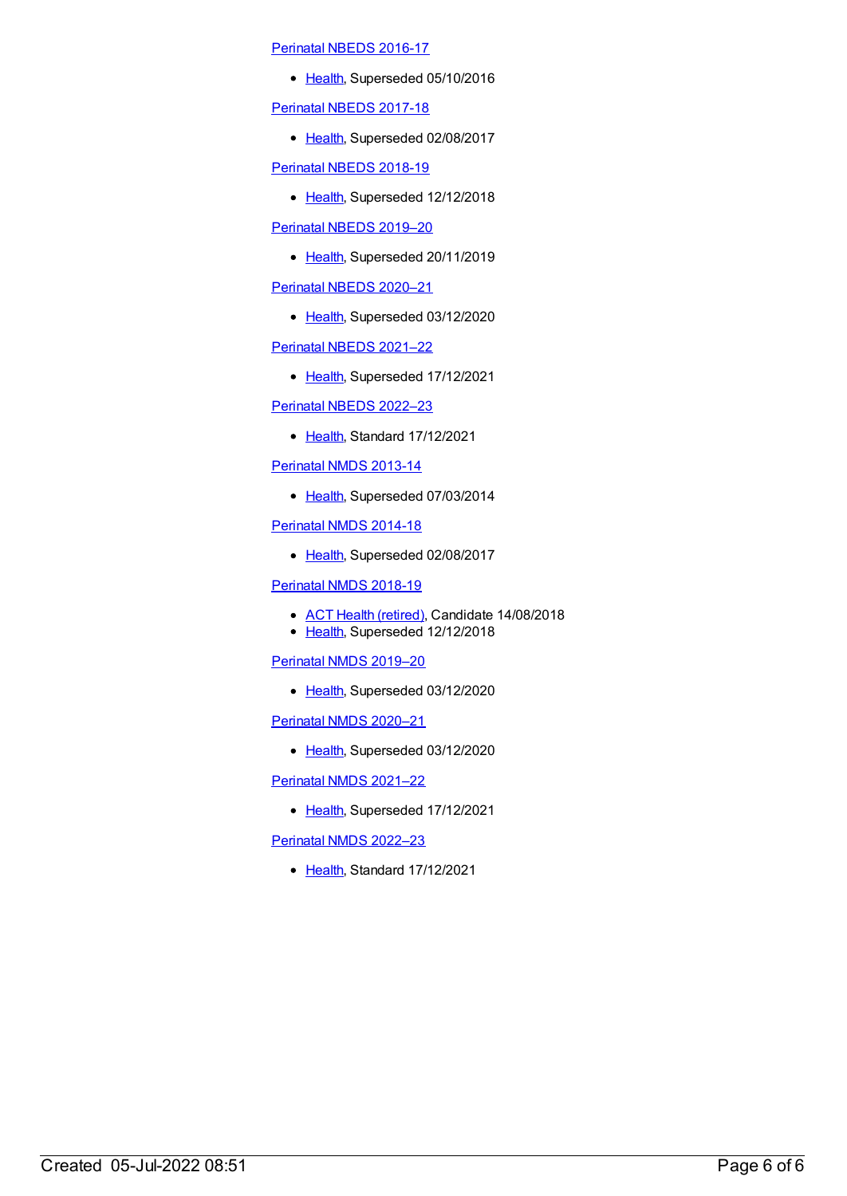Perinatal NBEDS 2016-17

- Health, Superseded 05/10/2016

Perinatal NBEDS 2017-18

- Health, Superseded 02/08/2017

Perinatal NBEDS 2018-19

- Health, Superseded 12/12/2018

Perinatal NBEDS 2019–20

- Health, Superseded 20/11/2019

Perinatal NBEDS 2020–21

- Health, Superseded 03/12/2020

Perinatal NBEDS 2021–22

- Health, Superseded 17/12/2021

Perinatal NBEDS 2022–23

- Health, Standard 17/12/2021

Perinatal NMDS 2013-14

- Health, Superseded 07/03/2014

Perinatal NMDS 2014-18

- Health, Superseded 02/08/2017

Perinatal NMDS 2018-19

- ACT Health (retired), Candidate 14/08/2018
- Health, Superseded 12/12/2018

Perinatal NMDS 2019–20

- Health, Superseded 03/12/2020

Perinatal NMDS 2020–21

- Health, Superseded 03/12/2020

Perinatal NMDS 2021–22

- Health, Superseded 17/12/2021

Perinatal NMDS 2022–23

- Health, Standard 17/12/2021